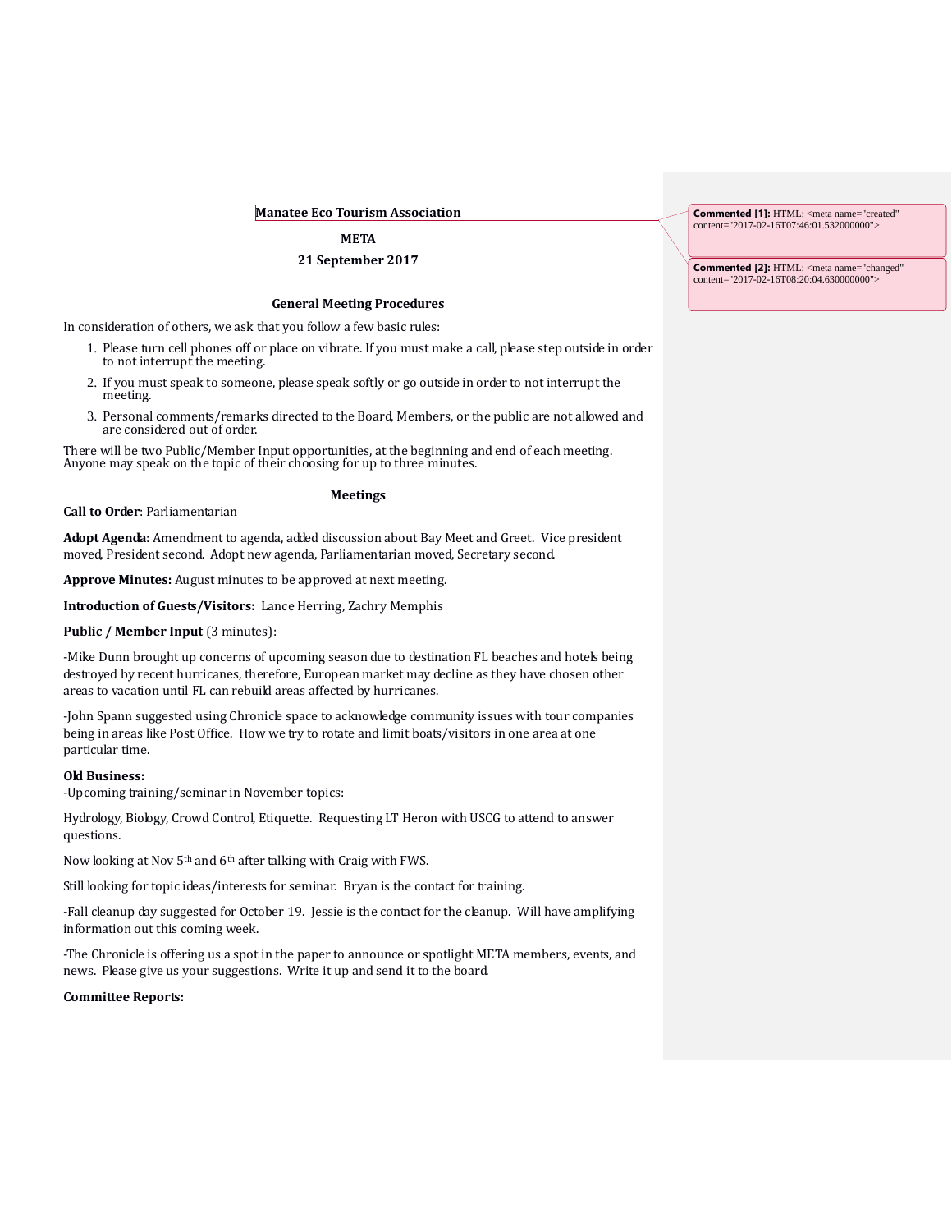**Manatee Eco Tourism Association**

**META**

**21 September 2017**

**General Meeting Procedures**

In consideration of others, we ask that you follow a few basic rules:

1. Please turn cell phones off or place on vibrate. If you must make a call, please step outside in order to not interrupt the meeting.
2. If you must speak to someone, please speak softly or go outside in order to not interrupt the meeting.
3. Personal comments/remarks directed to the Board, Members, or the public are not allowed and are considered out of order.

There will be two Public/Member Input opportunities, at the beginning and end of each meeting. Anyone may speak on the topic of their choosing for up to three minutes.

**Meetings**

**Call to Order**: Parliamentarian

**Adopt Agenda**: Amendment to agenda, added discussion about Bay Meet and Greet. Vice president moved, President second. Adopt new agenda, Parliamentarian moved, Secretary second.

**Approve Minutes:** August minutes to be approved at next meeting.

**Introduction of Guests/Visitors:** Lance Herring, Zachry Memphis

**Public / Member Input** (3 minutes):

-Mike Dunn brought up concerns of upcoming season due to destination FL beaches and hotels being destroyed by recent hurricanes, therefore, European market may decline as they have chosen other areas to vacation until FL can rebuild areas affected by hurricanes.

-John Spann suggested using Chronicle space to acknowledge community issues with tour companies being in areas like Post Office. How we try to rotate and limit boats/visitors in one area at one particular time.

**Old Business:**
-Upcoming training/seminar in November topics:

Hydrology, Biology, Crowd Control, Etiquette. Requesting LT Heron with USCG to attend to answer questions.

Now looking at Nov 5th and 6th after talking with Craig with FWS.

Still looking for topic ideas/interests for seminar. Bryan is the contact for training.

-Fall cleanup day suggested for October 19. Jessie is the contact for the cleanup. Will have amplifying information out this coming week.

-The Chronicle is offering us a spot in the paper to announce or spotlight META members, events, and news. Please give us your suggestions. Write it up and send it to the board.

**Committee Reports:**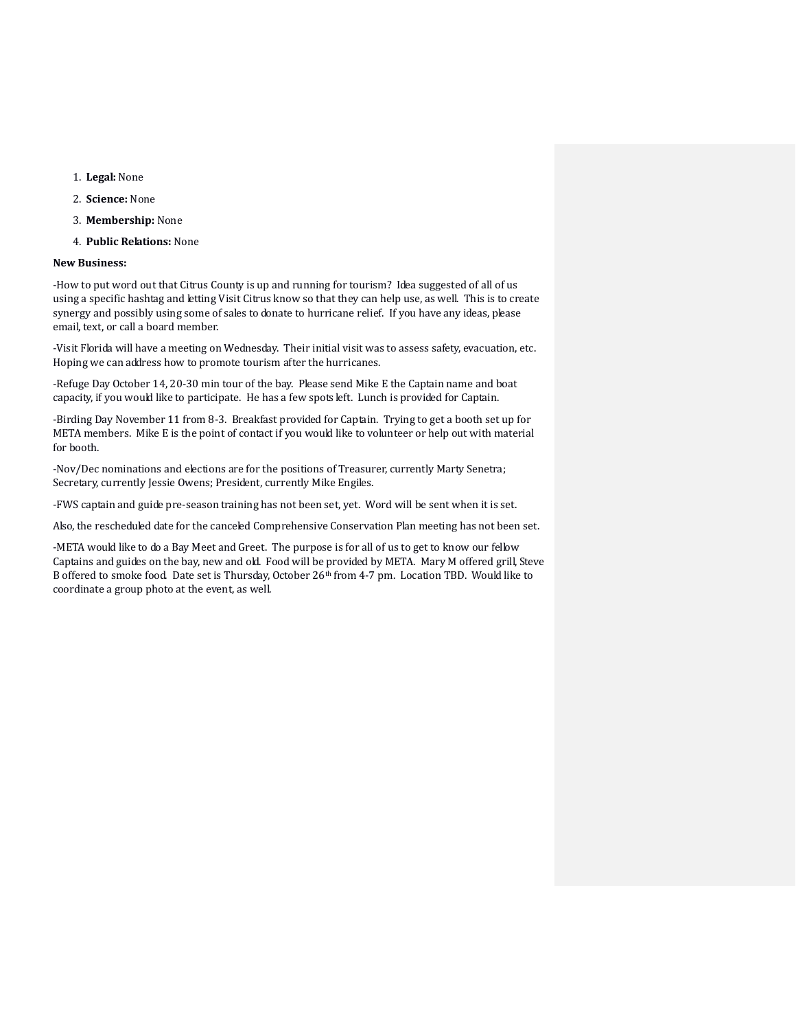1. **Legal:** None
2. **Science:** None
3. **Membership:** None
4. **Public Relations:** None

**New Business:**

-How to put word out that Citrus County is up and running for tourism? Idea suggested of all of us using a specific hashtag and letting Visit Citrus know so that they can help use, as well. This is to create synergy and possibly using some of sales to donate to hurricane relief. If you have any ideas, please email, text, or call a board member.

-Visit Florida will have a meeting on Wednesday. Their initial visit was to assess safety, evacuation, etc. Hoping we can address how to promote tourism after the hurricanes.

-Refuge Day October 14, 20-30 min tour of the bay. Please send Mike E the Captain name and boat capacity, if you would like to participate. He has a few spots left. Lunch is provided for Captain.

-Birding Day November 11 from 8-3. Breakfast provided for Captain. Trying to get a booth set up for META members. Mike E is the point of contact if you would like to volunteer or help out with material for booth.

-Nov/Dec nominations and elections are for the positions of Treasurer, currently Marty Senetra; Secretary, currently Jessie Owens; President, currently Mike Engiles.

-FWS captain and guide pre-season training has not been set, yet. Word will be sent when it is set.

Also, the rescheduled date for the canceled Comprehensive Conservation Plan meeting has not been set.

-META would like to do a Bay Meet and Greet. The purpose is for all of us to get to know our fellow Captains and guides on the bay, new and old. Food will be provided by META. Mary M offered grill, Steve B offered to smoke food. Date set is Thursday, October 26th from 4-7 pm. Location TBD. Would like to coordinate a group photo at the event, as well.